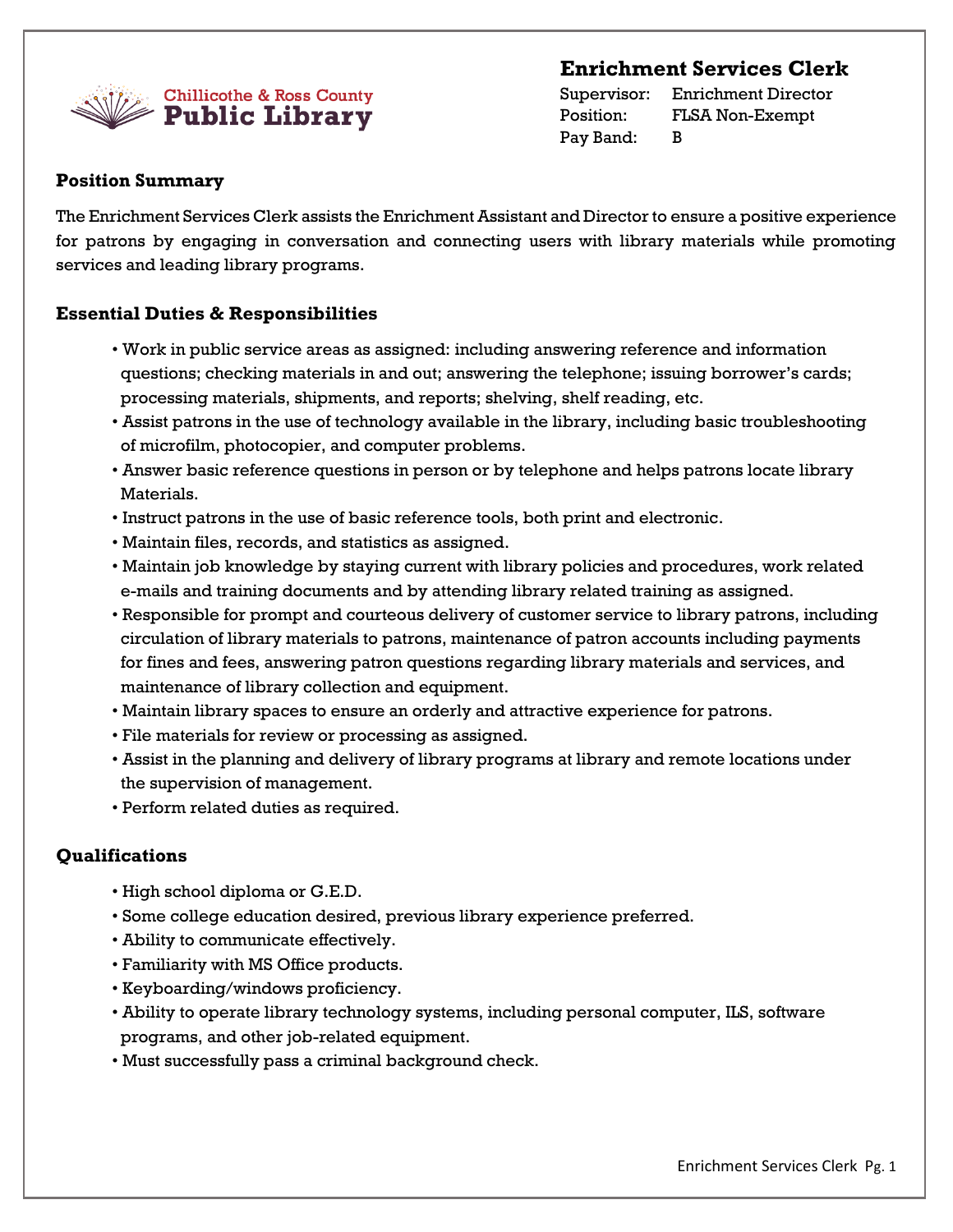Chillicothe & Ross County **Public Library**

# Enrichment Services Clerk

Supervisor: Enrichment Director
Position: FLSA Non-Exempt
Pay Band: B

## Position Summary

The Enrichment Services Clerk assists the Enrichment Assistant and Director to ensure a positive experience for patrons by engaging in conversation and connecting users with library materials while promoting services and leading library programs.

## Essential Duties & Responsibilities

- Work in public service areas as assigned: including answering reference and information questions; checking materials in and out; answering the telephone; issuing borrower's cards; processing materials, shipments, and reports; shelving, shelf reading, etc.
- Assist patrons in the use of technology available in the library, including basic troubleshooting of microfilm, photocopier, and computer problems.
- Answer basic reference questions in person or by telephone and helps patrons locate library Materials.
- Instruct patrons in the use of basic reference tools, both print and electronic.
- Maintain files, records, and statistics as assigned.
- Maintain job knowledge by staying current with library policies and procedures, work related e-mails and training documents and by attending library related training as assigned.
- Responsible for prompt and courteous delivery of customer service to library patrons, including circulation of library materials to patrons, maintenance of patron accounts including payments for fines and fees, answering patron questions regarding library materials and services, and maintenance of library collection and equipment.
- Maintain library spaces to ensure an orderly and attractive experience for patrons.
- File materials for review or processing as assigned.
- Assist in the planning and delivery of library programs at library and remote locations under the supervision of management.
- Perform related duties as required.

## Qualifications

- High school diploma or G.E.D.
- Some college education desired, previous library experience preferred.
- Ability to communicate effectively.
- Familiarity with MS Office products.
- Keyboarding/windows proficiency.
- Ability to operate library technology systems, including personal computer, ILS, software programs, and other job-related equipment.
- Must successfully pass a criminal background check.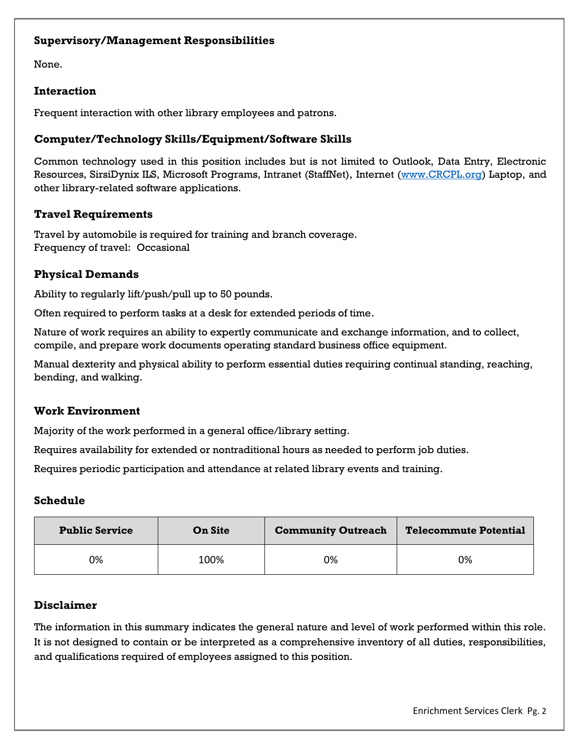### Supervisory/Management Responsibilities

None.

### Interaction

Frequent interaction with other library employees and patrons.

### Computer/Technology Skills/Equipment/Software Skills

Common technology used in this position includes but is not limited to Outlook, Data Entry, Electronic Resources, SirsiDynix ILS, Microsoft Programs, Intranet (StaffNet), Internet (www.CRCPL.org) Laptop, and other library-related software applications.

### Travel Requirements

Travel by automobile is required for training and branch coverage.
Frequency of travel: Occasional

### Physical Demands

Ability to regularly lift/push/pull up to 50 pounds.

Often required to perform tasks at a desk for extended periods of time.

Nature of work requires an ability to expertly communicate and exchange information, and to collect, compile, and prepare work documents operating standard business office equipment.

Manual dexterity and physical ability to perform essential duties requiring continual standing, reaching, bending, and walking.

### Work Environment

Majority of the work performed in a general office/library setting.

Requires availability for extended or nontraditional hours as needed to perform job duties.

Requires periodic participation and attendance at related library events and training.

### Schedule

| Public Service | On Site | Community Outreach | Telecommute Potential |
|---|---|---|---|
| 0% | 100% | 0% | 0% |

### Disclaimer

The information in this summary indicates the general nature and level of work performed within this role. It is not designed to contain or be interpreted as a comprehensive inventory of all duties, responsibilities, and qualifications required of employees assigned to this position.